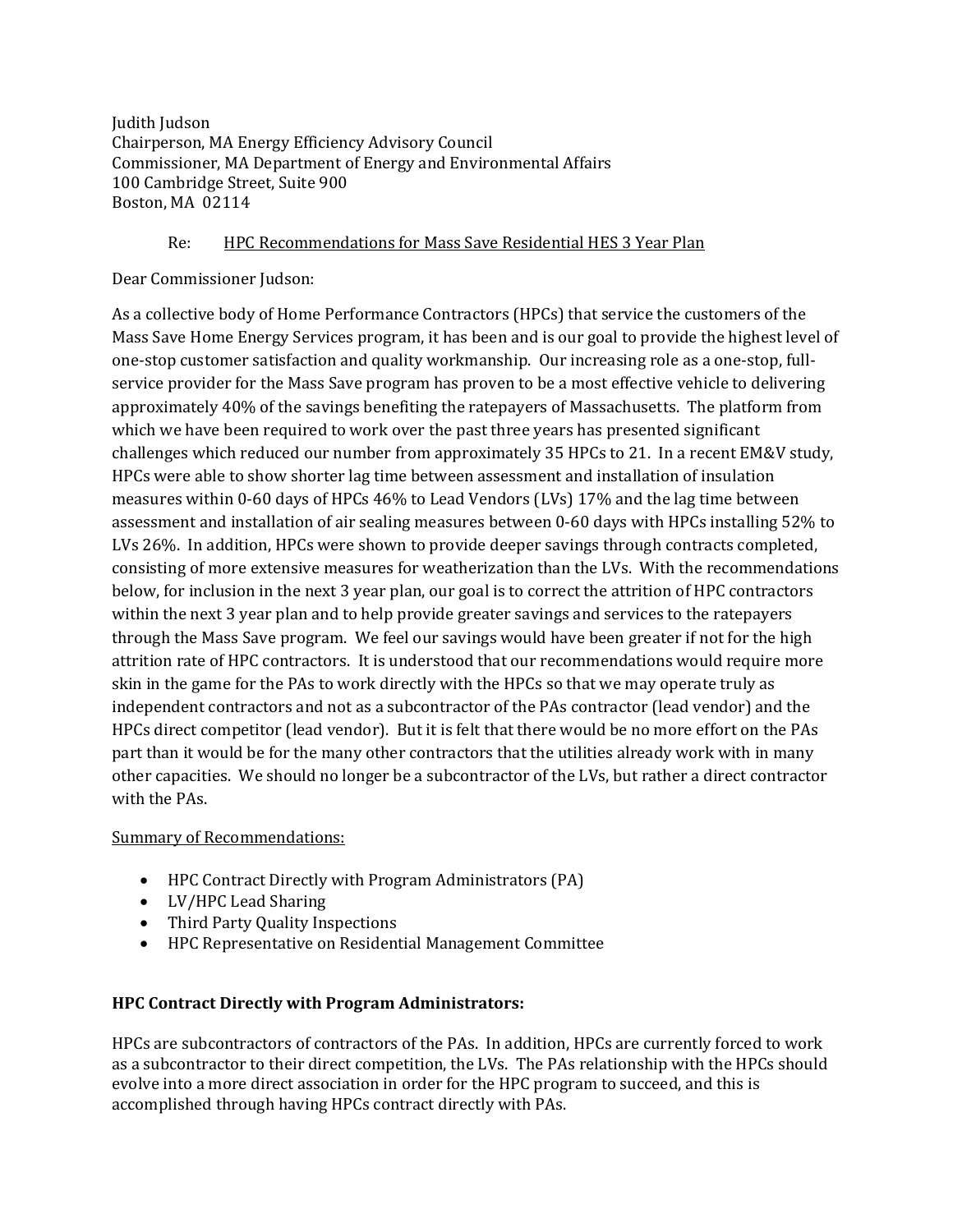Judith Judson
Chairperson, MA Energy Efficiency Advisory Council
Commissioner, MA Department of Energy and Environmental Affairs
100 Cambridge Street, Suite 900
Boston, MA 02114

Re: HPC Recommendations for Mass Save Residential HES 3 Year Plan

Dear Commissioner Judson:

As a collective body of Home Performance Contractors (HPCs) that service the customers of the Mass Save Home Energy Services program, it has been and is our goal to provide the highest level of one-stop customer satisfaction and quality workmanship. Our increasing role as a one-stop, full-service provider for the Mass Save program has proven to be a most effective vehicle to delivering approximately 40% of the savings benefiting the ratepayers of Massachusetts. The platform from which we have been required to work over the past three years has presented significant challenges which reduced our number from approximately 35 HPCs to 21. In a recent EM&V study, HPCs were able to show shorter lag time between assessment and installation of insulation measures within 0-60 days of HPCs 46% to Lead Vendors (LVs) 17% and the lag time between assessment and installation of air sealing measures between 0-60 days with HPCs installing 52% to LVs 26%. In addition, HPCs were shown to provide deeper savings through contracts completed, consisting of more extensive measures for weatherization than the LVs. With the recommendations below, for inclusion in the next 3 year plan, our goal is to correct the attrition of HPC contractors within the next 3 year plan and to help provide greater savings and services to the ratepayers through the Mass Save program. We feel our savings would have been greater if not for the high attrition rate of HPC contractors. It is understood that our recommendations would require more skin in the game for the PAs to work directly with the HPCs so that we may operate truly as independent contractors and not as a subcontractor of the PAs contractor (lead vendor) and the HPCs direct competitor (lead vendor). But it is felt that there would be no more effort on the PAs part than it would be for the many other contractors that the utilities already work with in many other capacities. We should no longer be a subcontractor of the LVs, but rather a direct contractor with the PAs.

Summary of Recommendations:

- HPC Contract Directly with Program Administrators (PA)
- LV/HPC Lead Sharing
- Third Party Quality Inspections
- HPC Representative on Residential Management Committee

**HPC Contract Directly with Program Administrators:**

HPCs are subcontractors of contractors of the PAs. In addition, HPCs are currently forced to work as a subcontractor to their direct competition, the LVs. The PAs relationship with the HPCs should evolve into a more direct association in order for the HPC program to succeed, and this is accomplished through having HPCs contract directly with PAs.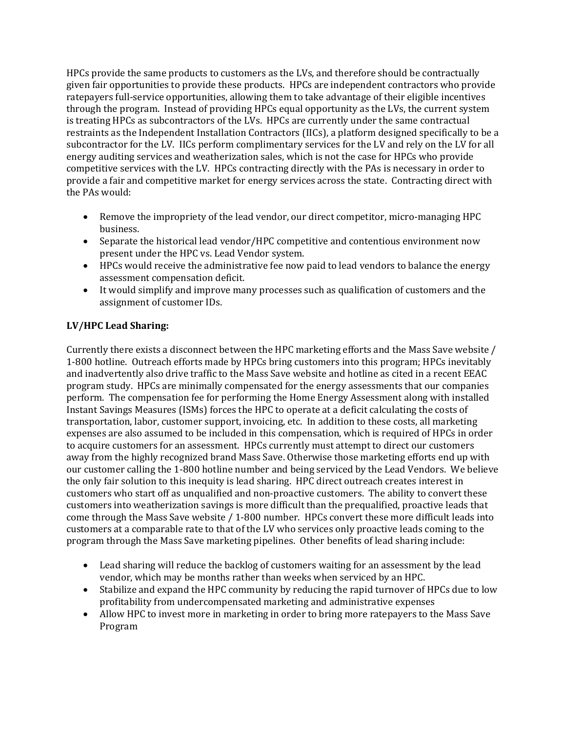HPCs provide the same products to customers as the LVs, and therefore should be contractually given fair opportunities to provide these products. HPCs are independent contractors who provide ratepayers full-service opportunities, allowing them to take advantage of their eligible incentives through the program. Instead of providing HPCs equal opportunity as the LVs, the current system is treating HPCs as subcontractors of the LVs. HPCs are currently under the same contractual restraints as the Independent Installation Contractors (IICs), a platform designed specifically to be a subcontractor for the LV. IICs perform complimentary services for the LV and rely on the LV for all energy auditing services and weatherization sales, which is not the case for HPCs who provide competitive services with the LV. HPCs contracting directly with the PAs is necessary in order to provide a fair and competitive market for energy services across the state. Contracting direct with the PAs would:

- Remove the impropriety of the lead vendor, our direct competitor, micro-managing HPC business.
- Separate the historical lead vendor/HPC competitive and contentious environment now present under the HPC vs. Lead Vendor system.
- HPCs would receive the administrative fee now paid to lead vendors to balance the energy assessment compensation deficit.
- It would simplify and improve many processes such as qualification of customers and the assignment of customer IDs.

**LV/HPC Lead Sharing:**

Currently there exists a disconnect between the HPC marketing efforts and the Mass Save website / 1-800 hotline. Outreach efforts made by HPCs bring customers into this program; HPCs inevitably and inadvertently also drive traffic to the Mass Save website and hotline as cited in a recent EEAC program study. HPCs are minimally compensated for the energy assessments that our companies perform. The compensation fee for performing the Home Energy Assessment along with installed Instant Savings Measures (ISMs) forces the HPC to operate at a deficit calculating the costs of transportation, labor, customer support, invoicing, etc. In addition to these costs, all marketing expenses are also assumed to be included in this compensation, which is required of HPCs in order to acquire customers for an assessment. HPCs currently must attempt to direct our customers away from the highly recognized brand Mass Save. Otherwise those marketing efforts end up with our customer calling the 1-800 hotline number and being serviced by the Lead Vendors. We believe the only fair solution to this inequity is lead sharing. HPC direct outreach creates interest in customers who start off as unqualified and non-proactive customers. The ability to convert these customers into weatherization savings is more difficult than the prequalified, proactive leads that come through the Mass Save website / 1-800 number. HPCs convert these more difficult leads into customers at a comparable rate to that of the LV who services only proactive leads coming to the program through the Mass Save marketing pipelines. Other benefits of lead sharing include:

- Lead sharing will reduce the backlog of customers waiting for an assessment by the lead vendor, which may be months rather than weeks when serviced by an HPC.
- Stabilize and expand the HPC community by reducing the rapid turnover of HPCs due to low profitability from undercompensated marketing and administrative expenses
- Allow HPC to invest more in marketing in order to bring more ratepayers to the Mass Save Program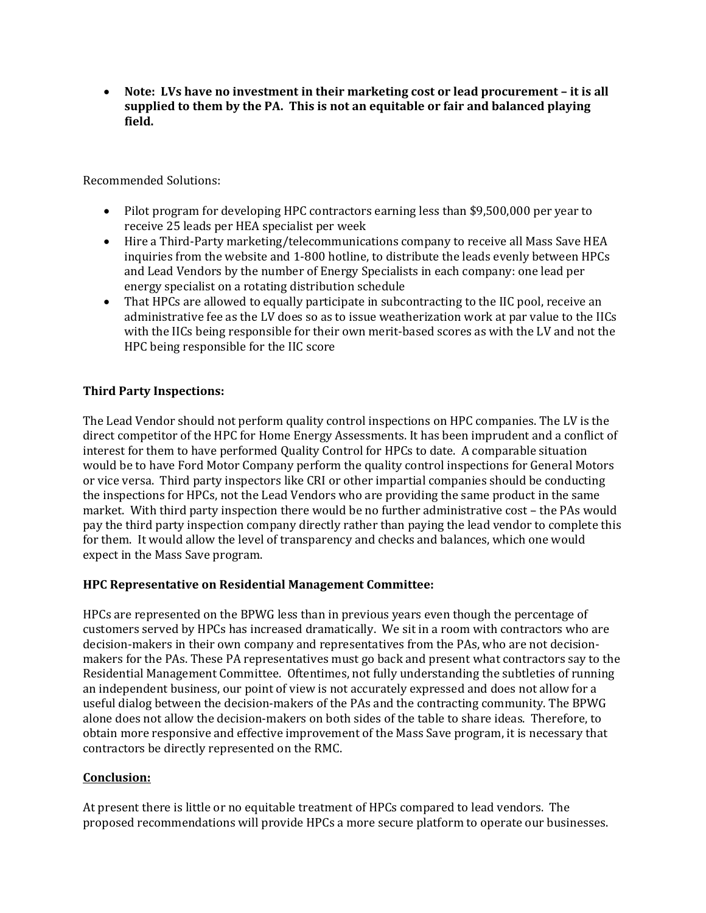- **Note: LVs have no investment in their marketing cost or lead procurement – it is all supplied to them by the PA. This is not an equitable or fair and balanced playing field.**

Recommended Solutions:

- Pilot program for developing HPC contractors earning less than $9,500,000 per year to receive 25 leads per HEA specialist per week
- Hire a Third-Party marketing/telecommunications company to receive all Mass Save HEA inquiries from the website and 1-800 hotline, to distribute the leads evenly between HPCs and Lead Vendors by the number of Energy Specialists in each company: one lead per energy specialist on a rotating distribution schedule
- That HPCs are allowed to equally participate in subcontracting to the IIC pool, receive an administrative fee as the LV does so as to issue weatherization work at par value to the IICs with the IICs being responsible for their own merit-based scores as with the LV and not the HPC being responsible for the IIC score

**Third Party Inspections:**

The Lead Vendor should not perform quality control inspections on HPC companies. The LV is the direct competitor of the HPC for Home Energy Assessments. It has been imprudent and a conflict of interest for them to have performed Quality Control for HPCs to date. A comparable situation would be to have Ford Motor Company perform the quality control inspections for General Motors or vice versa. Third party inspectors like CRI or other impartial companies should be conducting the inspections for HPCs, not the Lead Vendors who are providing the same product in the same market. With third party inspection there would be no further administrative cost – the PAs would pay the third party inspection company directly rather than paying the lead vendor to complete this for them. It would allow the level of transparency and checks and balances, which one would expect in the Mass Save program.

**HPC Representative on Residential Management Committee:**

HPCs are represented on the BPWG less than in previous years even though the percentage of customers served by HPCs has increased dramatically. We sit in a room with contractors who are decision-makers in their own company and representatives from the PAs, who are not decision-makers for the PAs. These PA representatives must go back and present what contractors say to the Residential Management Committee. Oftentimes, not fully understanding the subtleties of running an independent business, our point of view is not accurately expressed and does not allow for a useful dialog between the decision-makers of the PAs and the contracting community. The BPWG alone does not allow the decision-makers on both sides of the table to share ideas. Therefore, to obtain more responsive and effective improvement of the Mass Save program, it is necessary that contractors be directly represented on the RMC.

**Conclusion:**

At present there is little or no equitable treatment of HPCs compared to lead vendors. The proposed recommendations will provide HPCs a more secure platform to operate our businesses.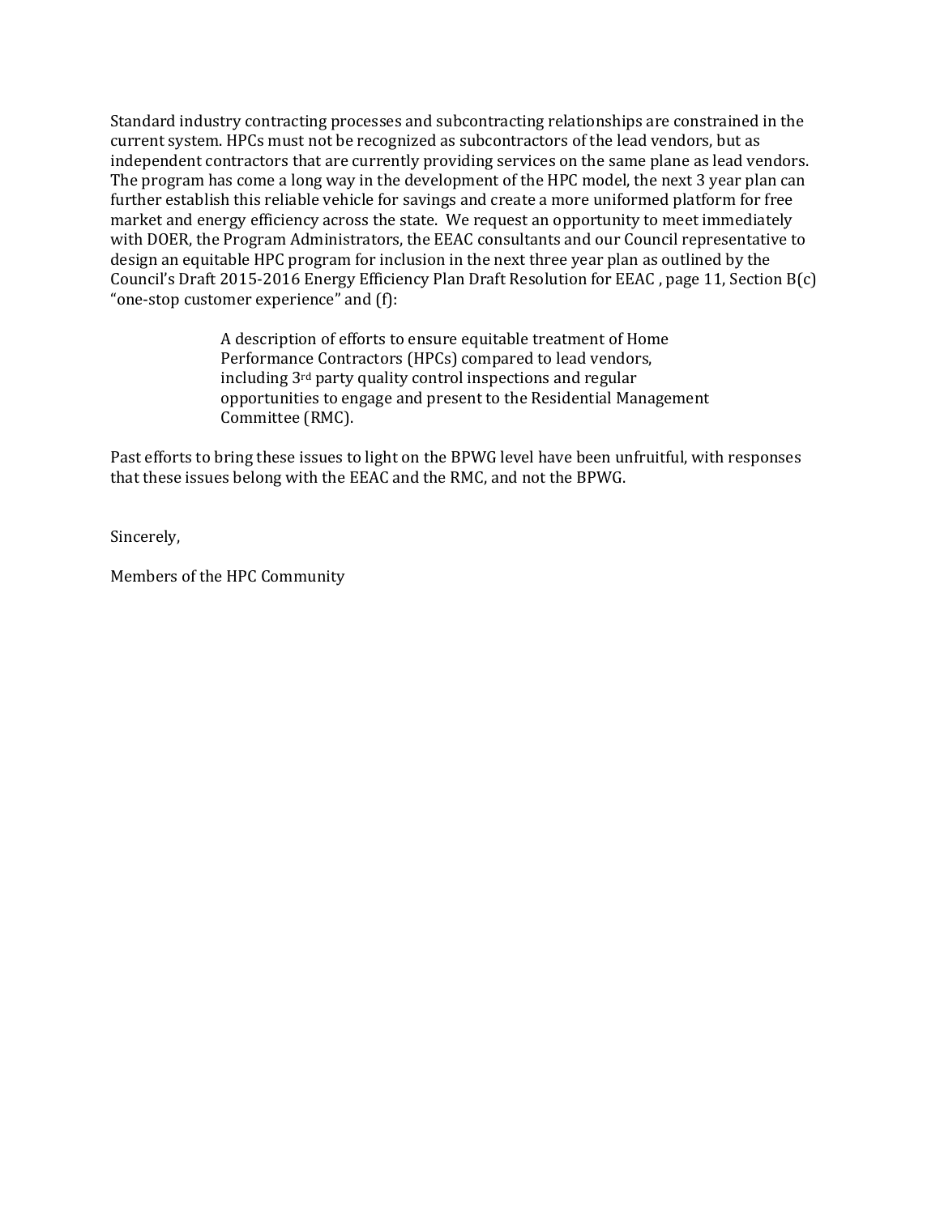Standard industry contracting processes and subcontracting relationships are constrained in the current system. HPCs must not be recognized as subcontractors of the lead vendors, but as independent contractors that are currently providing services on the same plane as lead vendors. The program has come a long way in the development of the HPC model, the next 3 year plan can further establish this reliable vehicle for savings and create a more uniformed platform for free market and energy efficiency across the state. We request an opportunity to meet immediately with DOER, the Program Administrators, the EEAC consultants and our Council representative to design an equitable HPC program for inclusion in the next three year plan as outlined by the Council's Draft 2015-2016 Energy Efficiency Plan Draft Resolution for EEAC , page 11, Section B(c) "one-stop customer experience" and (f):

> A description of efforts to ensure equitable treatment of Home Performance Contractors (HPCs) compared to lead vendors, including 3rd party quality control inspections and regular opportunities to engage and present to the Residential Management Committee (RMC).

Past efforts to bring these issues to light on the BPWG level have been unfruitful, with responses that these issues belong with the EEAC and the RMC, and not the BPWG.

Sincerely,

Members of the HPC Community